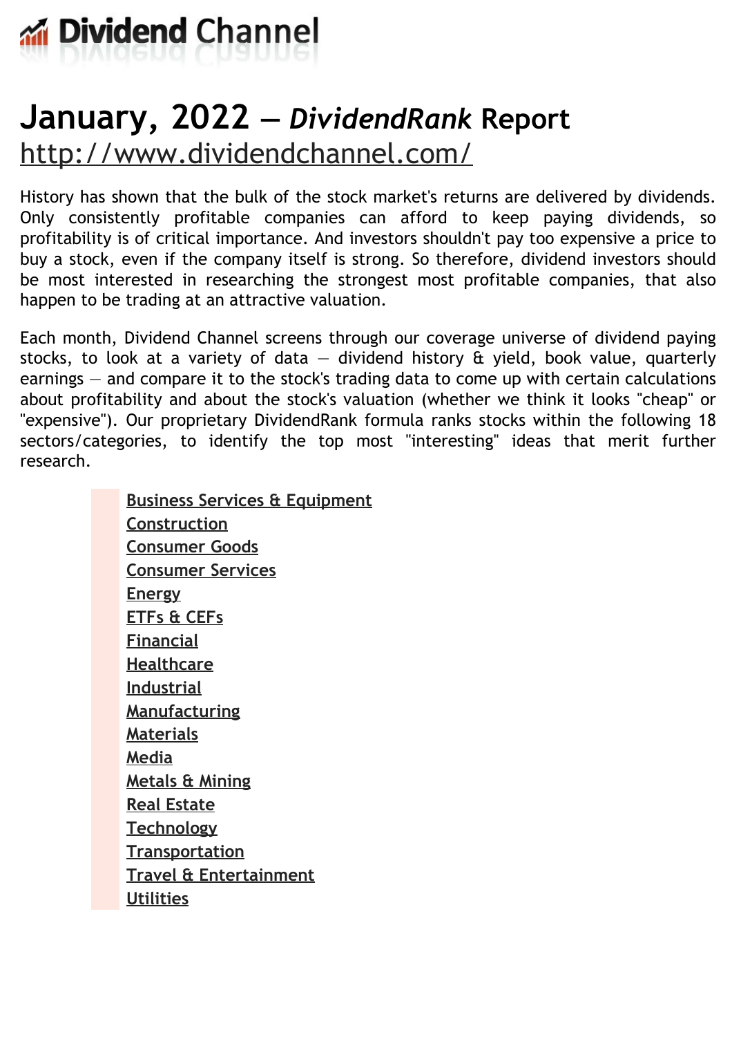# Dividend Channel

# January, 2022 — *DividendRank* Report

[http://www.dividendchannel.com/](http://www.dividendchannel.com/)

History has shown that the bulk of the stock market's returns are delivered by dividends. Only consistently profitable companies can afford to keep paying dividends, so profitability is of critical importance. And investors shouldn't pay too expensive a price to buy a stock, even if the company itself is strong. So therefore, dividend investors should be most interested in researching the strongest most profitable companies, that also happen to be trading at an attractive valuation.

Each month, Dividend Channel screens through our coverage universe of dividend paying stocks, to look at a variety of data — dividend history & yield, book value, quarterly earnings — and compare it to the stock's trading data to come up with certain calculations about profitability and about the stock's valuation (whether we think it looks "cheap" or "expensive"). Our proprietary DividendRank formula ranks stocks within the following 18 sectors/categories, to identify the top most "interesting" ideas that merit further research.

- Business Services & Equipment
- Construction
- Consumer Goods
- Consumer Services
- Energy
- ETFs & CEFs
- Financial
- Healthcare
- Industrial
- Manufacturing
- Materials
- Media
- Metals & Mining
- Real Estate
- Technology
- Transportation
- Travel & Entertainment
- Utilities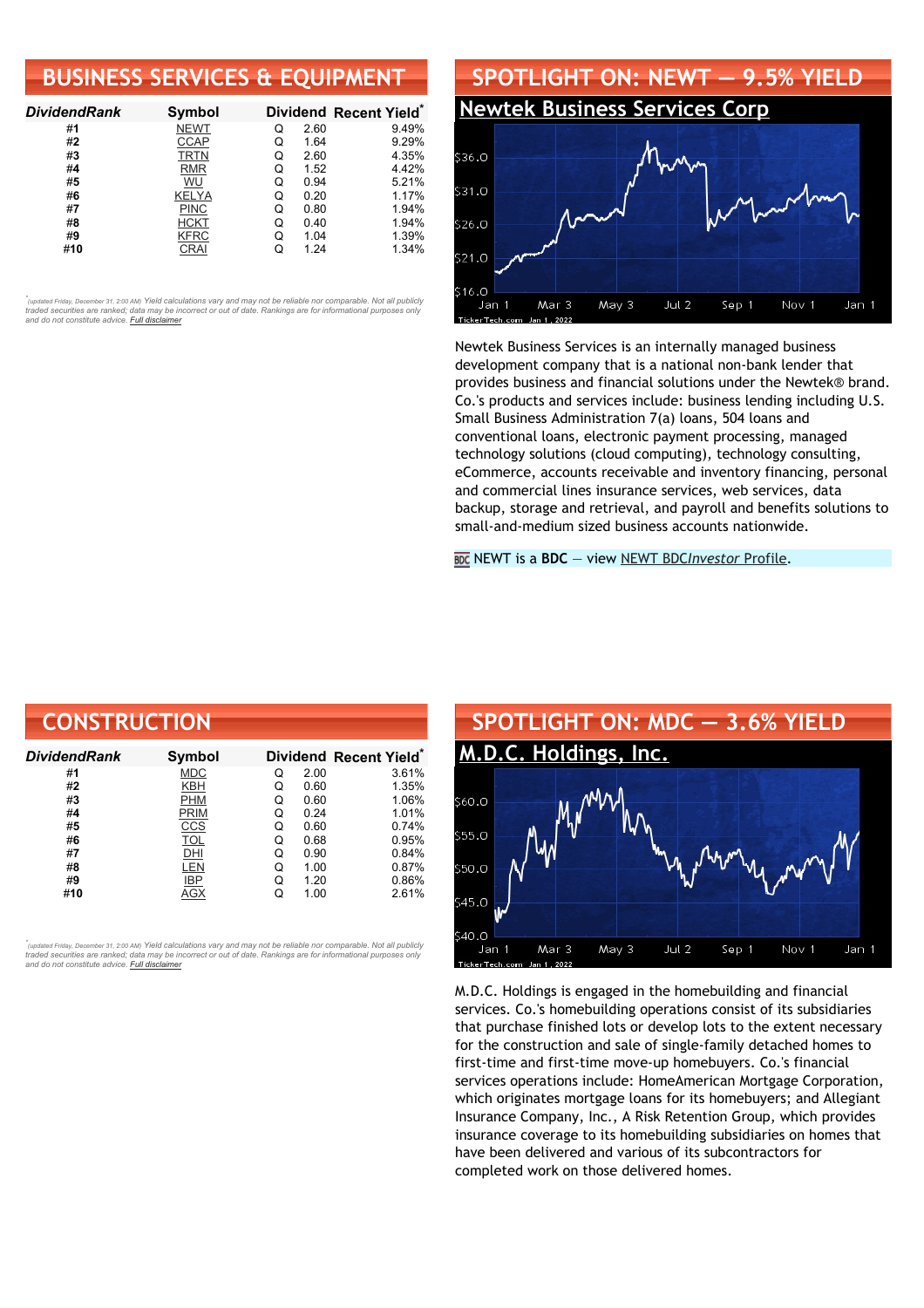## BUSINESS SERVICES & EQUIPMENT

| DividendRank | Symbol | Dividend | | Recent Yield* |
|---|---|---|---|---|
| #1 | NEWT | Q | 2.60 | 9.49% |
| #2 | CCAP | Q | 1.64 | 9.29% |
| #3 | TRTN | Q | 2.60 | 4.35% |
| #4 | RMR | Q | 1.52 | 4.42% |
| #5 | WU | Q | 0.94 | 5.21% |
| #6 | KELYA | Q | 0.20 | 1.17% |
| #7 | PINC | Q | 0.80 | 1.94% |
| #8 | HCKT | Q | 0.40 | 1.94% |
| #9 | KFRC | Q | 1.04 | 1.39% |
| #10 | CRAI | Q | 1.24 | 1.34% |

*(updated Friday, December 31, 2:00 AM) Yield calculations vary and may not be reliable nor comparable. Not all publicly traded securities are ranked; data may be incorrect or out of date. Rankings are for informational purposes only and do not constitute advice. Full disclaimer

## SPOTLIGHT ON: NEWT — 9.5% YIELD

### Newtek Business Services Corp

Newtek Business Services is an internally managed business development company that is a national non-bank lender that provides business and financial solutions under the Newtek® brand. Co.'s products and services include: business lending including U.S. Small Business Administration 7(a) loans, 504 loans and conventional loans, electronic payment processing, managed technology solutions (cloud computing), technology consulting, eCommerce, accounts receivable and inventory financing, personal and commercial lines insurance services, web services, data backup, storage and retrieval, and payroll and benefits solutions to small-and-medium sized business accounts nationwide.

BDC NEWT is a **BDC** — view NEWT BDC*Investor* Profile.

## CONSTRUCTION

| DividendRank | Symbol | Dividend | | Recent Yield* |
|---|---|---|---|---|
| #1 | MDC | Q | 2.00 | 3.61% |
| #2 | KBH | Q | 0.60 | 1.35% |
| #3 | PHM | Q | 0.60 | 1.06% |
| #4 | PRIM | Q | 0.24 | 1.01% |
| #5 | CCS | Q | 0.60 | 0.74% |
| #6 | TOL | Q | 0.68 | 0.95% |
| #7 | DHI | Q | 0.90 | 0.84% |
| #8 | LEN | Q | 1.00 | 0.87% |
| #9 | IBP | Q | 1.20 | 0.86% |
| #10 | AGX | Q | 1.00 | 2.61% |

*(updated Friday, December 31, 2:00 AM) Yield calculations vary and may not be reliable nor comparable. Not all publicly traded securities are ranked; data may be incorrect or out of date. Rankings are for informational purposes only and do not constitute advice. Full disclaimer

## SPOTLIGHT ON: MDC — 3.6% YIELD

### M.D.C. Holdings, Inc.

M.D.C. Holdings is engaged in the homebuilding and financial services. Co.'s homebuilding operations consist of its subsidiaries that purchase finished lots or develop lots to the extent necessary for the construction and sale of single-family detached homes to first-time and first-time move-up homebuyers. Co.'s financial services operations include: HomeAmerican Mortgage Corporation, which originates mortgage loans for its homebuyers; and Allegiant Insurance Company, Inc., A Risk Retention Group, which provides insurance coverage to its homebuilding subsidiaries on homes that have been delivered and various of its subcontractors for completed work on those delivered homes.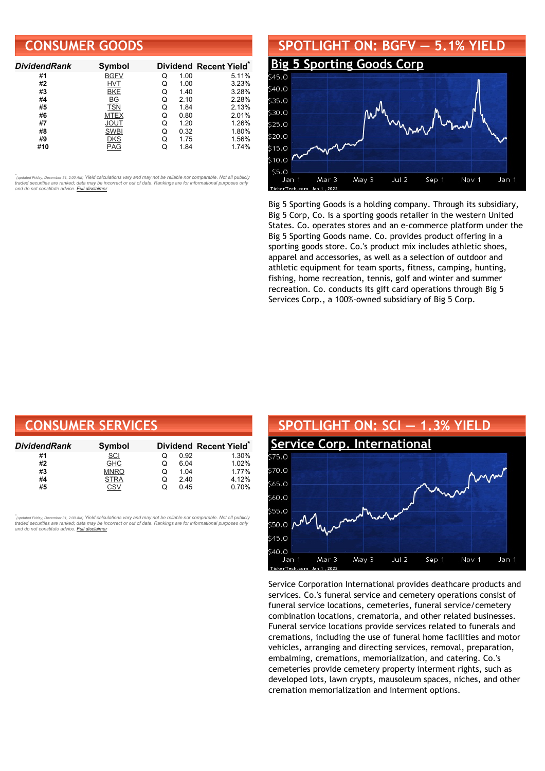## CONSUMER GOODS

| DividendRank | Symbol | Dividend | | Recent Yield* |
|---|---|---|---|---|
| #1 | BGFV | Q | 1.00 | 5.11% |
| #2 | HVT | Q | 1.00 | 3.23% |
| #3 | BKE | Q | 1.40 | 3.28% |
| #4 | BG | Q | 2.10 | 2.28% |
| #5 | TSN | Q | 1.84 | 2.13% |
| #6 | MTEX | Q | 0.80 | 2.01% |
| #7 | JOUT | Q | 1.20 | 1.26% |
| #8 | SWBI | Q | 0.32 | 1.80% |
| #9 | DKS | Q | 1.75 | 1.56% |
| #10 | PAG | Q | 1.84 | 1.74% |

*(updated Friday, December 31, 2:00 AM) Yield calculations vary and may not be reliable nor comparable. Not all publicly traded securities are ranked; data may be incorrect or out of date. Rankings are for informational purposes only and do not constitute advice. Full disclaimer

## SPOTLIGHT ON: BGFV — 5.1% YIELD

### Big 5 Sporting Goods Corp

Big 5 Sporting Goods is a holding company. Through its subsidiary, Big 5 Corp, Co. is a sporting goods retailer in the western United States. Co. operates stores and an e-commerce platform under the Big 5 Sporting Goods name. Co. provides product offering in a sporting goods store. Co.'s product mix includes athletic shoes, apparel and accessories, as well as a selection of outdoor and athletic equipment for team sports, fitness, camping, hunting, fishing, home recreation, tennis, golf and winter and summer recreation. Co. conducts its gift card operations through Big 5 Services Corp., a 100%-owned subsidiary of Big 5 Corp.

## CONSUMER SERVICES

| DividendRank | Symbol | Dividend | | Recent Yield* |
|---|---|---|---|---|
| #1 | SCI | Q | 0.92 | 1.30% |
| #2 | GHC | Q | 6.04 | 1.02% |
| #3 | MNRO | Q | 1.04 | 1.77% |
| #4 | STRA | Q | 2.40 | 4.12% |
| #5 | CSV | Q | 0.45 | 0.70% |

*(updated Friday, December 31, 2:00 AM) Yield calculations vary and may not be reliable nor comparable. Not all publicly traded securities are ranked; data may be incorrect or out of date. Rankings are for informational purposes only and do not constitute advice. Full disclaimer

## SPOTLIGHT ON: SCI — 1.3% YIELD

### Service Corp. International

Service Corporation International provides deathcare products and services. Co.'s funeral service and cemetery operations consist of funeral service locations, cemeteries, funeral service/cemetery combination locations, crematoria, and other related businesses. Funeral service locations provide services related to funerals and cremations, including the use of funeral home facilities and motor vehicles, arranging and directing services, removal, preparation, embalming, cremations, memorialization, and catering. Co.'s cemeteries provide cemetery property interment rights, such as developed lots, lawn crypts, mausoleum spaces, niches, and other cremation memorialization and interment options.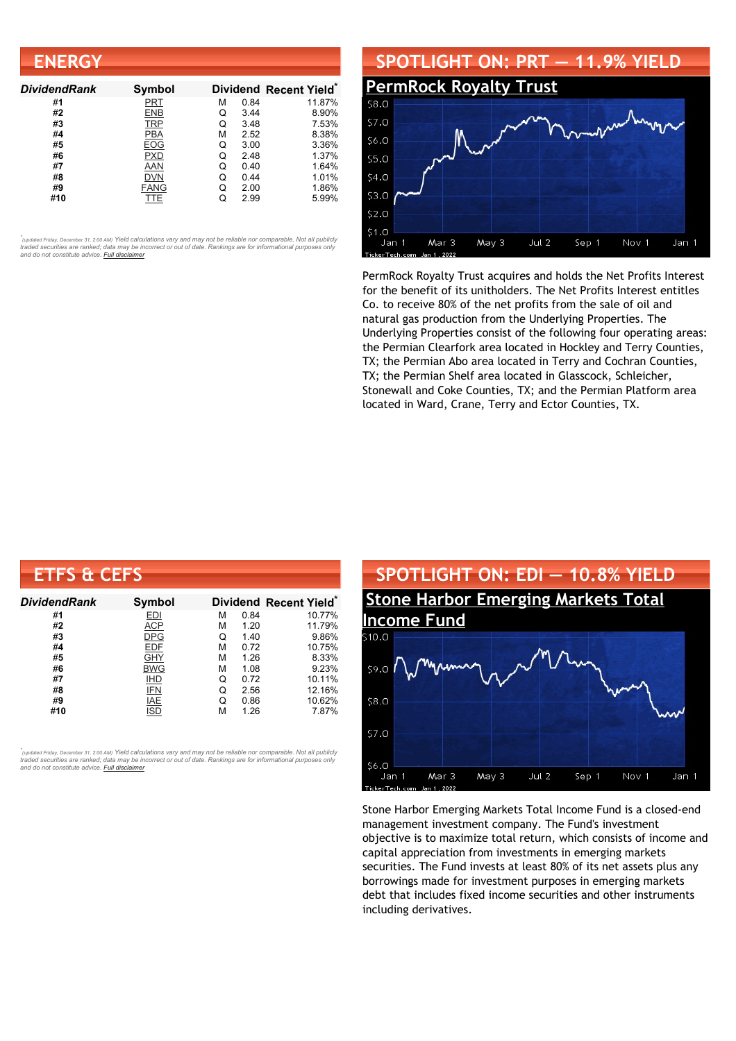## ENERGY

| DividendRank | Symbol | Dividend | | Recent Yield* |
|---|---|---|---|---|
| #1 | PRT | M | 0.84 | 11.87% |
| #2 | ENB | Q | 3.44 | 8.90% |
| #3 | TRP | Q | 3.48 | 7.53% |
| #4 | PBA | M | 2.52 | 8.38% |
| #5 | EOG | Q | 3.00 | 3.36% |
| #6 | PXD | Q | 2.48 | 1.37% |
| #7 | AAN | Q | 0.40 | 1.64% |
| #8 | DVN | Q | 0.44 | 1.01% |
| #9 | FANG | Q | 2.00 | 1.86% |
| #10 | TTE | Q | 2.99 | 5.99% |

*(updated Friday, December 31, 2:00 AM) Yield calculations vary and may not be reliable nor comparable. Not all publicly traded securities are ranked; data may be incorrect or out of date. Rankings are for informational purposes only and do not constitute advice. Full disclaimer

## SPOTLIGHT ON: PRT — 11.9% YIELD

### PermRock Royalty Trust

PermRock Royalty Trust acquires and holds the Net Profits Interest for the benefit of its unitholders. The Net Profits Interest entitles Co. to receive 80% of the net profits from the sale of oil and natural gas production from the Underlying Properties. The Underlying Properties consist of the following four operating areas: the Permian Clearfork area located in Hockley and Terry Counties, TX; the Permian Abo area located in Terry and Cochran Counties, TX; the Permian Shelf area located in Glasscock, Schleicher, Stonewall and Coke Counties, TX; and the Permian Platform area located in Ward, Crane, Terry and Ector Counties, TX.

## ETFS & CEFS

| DividendRank | Symbol | Dividend | | Recent Yield* |
|---|---|---|---|---|
| #1 | EDI | M | 0.84 | 10.77% |
| #2 | ACP | M | 1.20 | 11.79% |
| #3 | DPG | Q | 1.40 | 9.86% |
| #4 | EDF | M | 0.72 | 10.75% |
| #5 | GHY | M | 1.26 | 8.33% |
| #6 | BWG | M | 1.08 | 9.23% |
| #7 | IHD | Q | 0.72 | 10.11% |
| #8 | IFN | Q | 2.56 | 12.16% |
| #9 | IAE | Q | 0.86 | 10.62% |
| #10 | ISD | M | 1.26 | 7.87% |

*(updated Friday, December 31, 2:00 AM) Yield calculations vary and may not be reliable nor comparable. Not all publicly traded securities are ranked; data may be incorrect or out of date. Rankings are for informational purposes only and do not constitute advice. Full disclaimer

## SPOTLIGHT ON: EDI — 10.8% YIELD

### Stone Harbor Emerging Markets Total Income Fund

Stone Harbor Emerging Markets Total Income Fund is a closed-end management investment company. The Fund's investment objective is to maximize total return, which consists of income and capital appreciation from investments in emerging markets securities. The Fund invests at least 80% of its net assets plus any borrowings made for investment purposes in emerging markets debt that includes fixed income securities and other instruments including derivatives.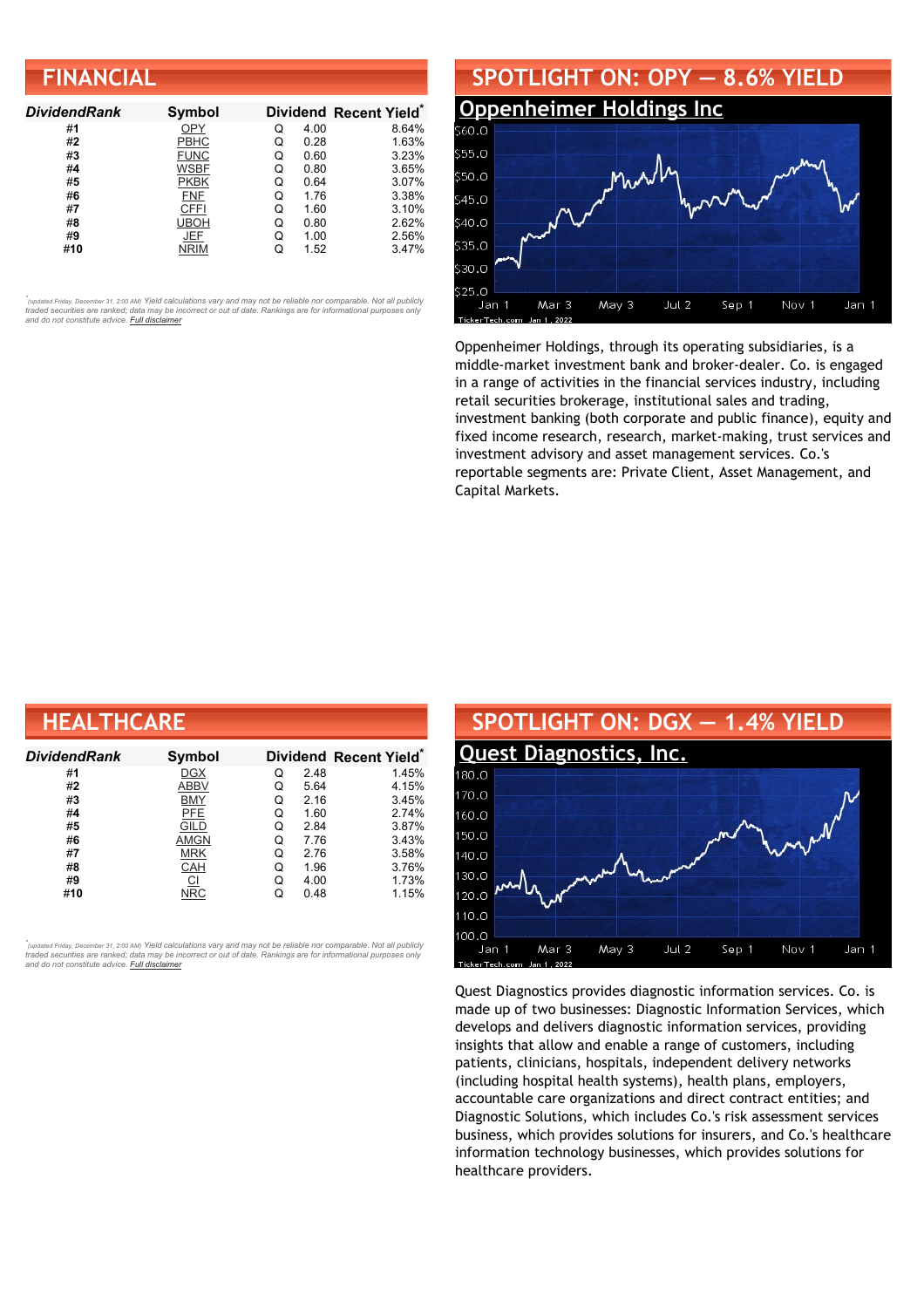## FINANCIAL

| DividendRank | Symbol | Dividend | | Recent Yield* |
|---|---|---|---|---|
| #1 | OPY | Q | 4.00 | 8.64% |
| #2 | PBHC | Q | 0.28 | 1.63% |
| #3 | FUNC | Q | 0.60 | 3.23% |
| #4 | WSBF | Q | 0.80 | 3.65% |
| #5 | PKBK | Q | 0.64 | 3.07% |
| #6 | FNF | Q | 1.76 | 3.38% |
| #7 | CFFI | Q | 1.60 | 3.10% |
| #8 | UBOH | Q | 0.80 | 2.62% |
| #9 | JEF | Q | 1.00 | 2.56% |
| #10 | NRIM | Q | 1.52 | 3.47% |

*(updated Friday, December 31, 2:00 AM) Yield calculations vary and may not be reliable nor comparable. Not all publicly traded securities are ranked; data may be incorrect or out of date. Rankings are for informational purposes only and do not constitute advice. Full disclaimer

## SPOTLIGHT ON: OPY — 8.6% YIELD

### Oppenheimer Holdings Inc

Oppenheimer Holdings, through its operating subsidiaries, is a middle-market investment bank and broker-dealer. Co. is engaged in a range of activities in the financial services industry, including retail securities brokerage, institutional sales and trading, investment banking (both corporate and public finance), equity and fixed income research, research, market-making, trust services and investment advisory and asset management services. Co.'s reportable segments are: Private Client, Asset Management, and Capital Markets.

## HEALTHCARE

| DividendRank | Symbol | Dividend | | Recent Yield* |
|---|---|---|---|---|
| #1 | DGX | Q | 2.48 | 1.45% |
| #2 | ABBV | Q | 5.64 | 4.15% |
| #3 | BMY | Q | 2.16 | 3.45% |
| #4 | PFE | Q | 1.60 | 2.74% |
| #5 | GILD | Q | 2.84 | 3.87% |
| #6 | AMGN | Q | 7.76 | 3.43% |
| #7 | MRK | Q | 2.76 | 3.58% |
| #8 | CAH | Q | 1.96 | 3.76% |
| #9 | CI | Q | 4.00 | 1.73% |
| #10 | NRC | Q | 0.48 | 1.15% |

*(updated Friday, December 31, 2:00 AM) Yield calculations vary and may not be reliable nor comparable. Not all publicly traded securities are ranked; data may be incorrect or out of date. Rankings are for informational purposes only and do not constitute advice. Full disclaimer

## SPOTLIGHT ON: DGX — 1.4% YIELD

### Quest Diagnostics, Inc.

Quest Diagnostics provides diagnostic information services. Co. is made up of two businesses: Diagnostic Information Services, which develops and delivers diagnostic information services, providing insights that allow and enable a range of customers, including patients, clinicians, hospitals, independent delivery networks (including hospital health systems), health plans, employers, accountable care organizations and direct contract entities; and Diagnostic Solutions, which includes Co.'s risk assessment services business, which provides solutions for insurers, and Co.'s healthcare information technology businesses, which provides solutions for healthcare providers.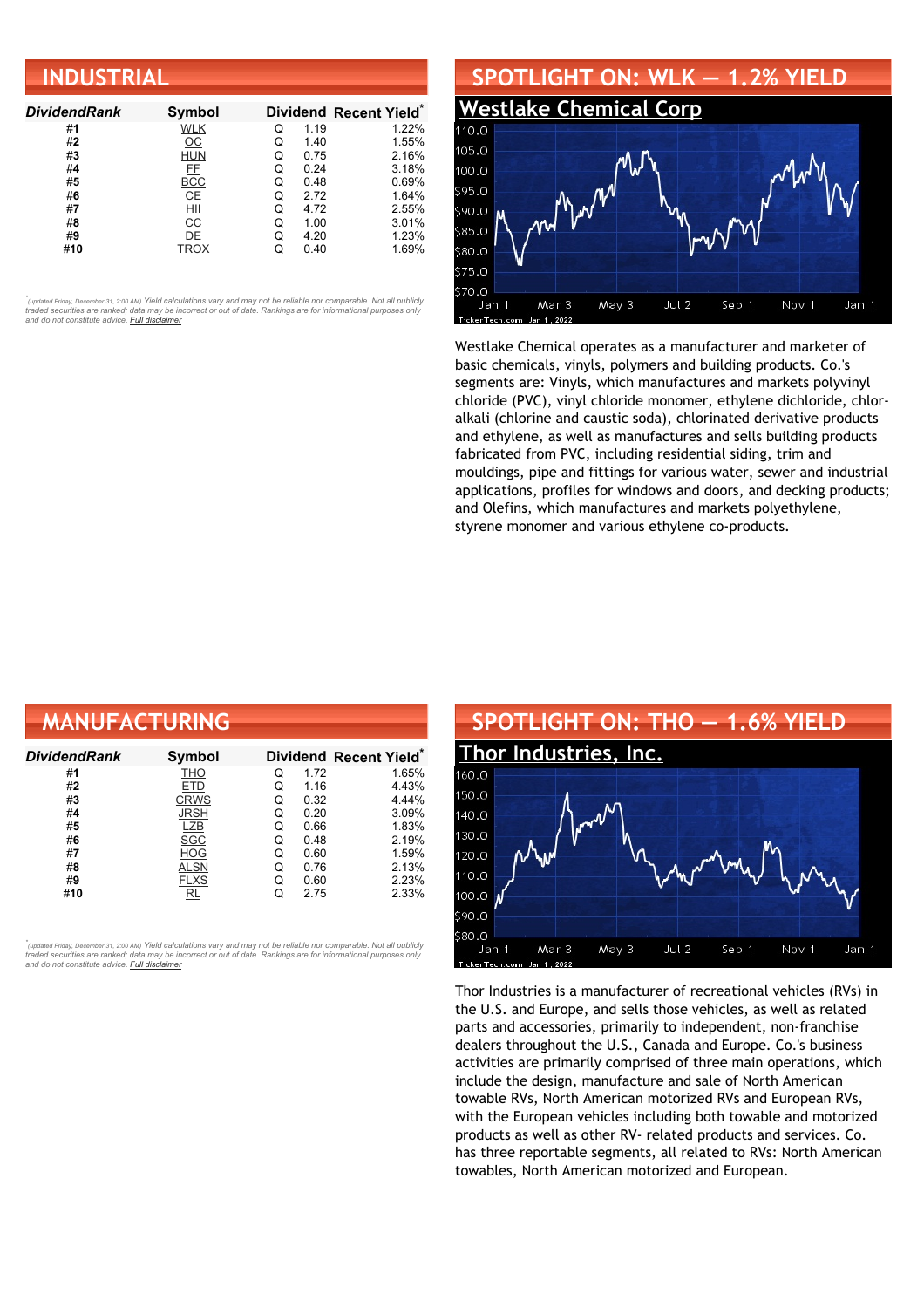## INDUSTRIAL

| DividendRank | Symbol | Dividend | | Recent Yield* |
|---|---|---|---|---|
| #1 | WLK | Q | 1.19 | 1.22% |
| #2 | OC | Q | 1.40 | 1.55% |
| #3 | HUN | Q | 0.75 | 2.16% |
| #4 | FF | Q | 0.24 | 3.18% |
| #5 | BCC | Q | 0.48 | 0.69% |
| #6 | CE | Q | 2.72 | 1.64% |
| #7 | HII | Q | 4.72 | 2.55% |
| #8 | CC | Q | 1.00 | 3.01% |
| #9 | DE | Q | 4.20 | 1.23% |
| #10 | TROX | Q | 0.40 | 1.69% |

*(updated Friday, December 31, 2:00 AM) Yield calculations vary and may not be reliable nor comparable. Not all publicly traded securities are ranked; data may be incorrect or out of date. Rankings are for informational purposes only and do not constitute advice. Full disclaimer

## SPOTLIGHT ON: WLK — 1.2% YIELD

### Westlake Chemical Corp

Westlake Chemical operates as a manufacturer and marketer of basic chemicals, vinyls, polymers and building products. Co.'s segments are: Vinyls, which manufactures and markets polyvinyl chloride (PVC), vinyl chloride monomer, ethylene dichloride, chlor-alkali (chlorine and caustic soda), chlorinated derivative products and ethylene, as well as manufactures and sells building products fabricated from PVC, including residential siding, trim and mouldings, pipe and fittings for various water, sewer and industrial applications, profiles for windows and doors, and decking products; and Olefins, which manufactures and markets polyethylene, styrene monomer and various ethylene co-products.

## MANUFACTURING

| DividendRank | Symbol | Dividend | | Recent Yield* |
|---|---|---|---|---|
| #1 | THO | Q | 1.72 | 1.65% |
| #2 | ETD | Q | 1.16 | 4.43% |
| #3 | CRWS | Q | 0.32 | 4.44% |
| #4 | JRSH | Q | 0.20 | 3.09% |
| #5 | LZB | Q | 0.66 | 1.83% |
| #6 | SGC | Q | 0.48 | 2.19% |
| #7 | HOG | Q | 0.60 | 1.59% |
| #8 | ALSN | Q | 0.76 | 2.13% |
| #9 | FLXS | Q | 0.60 | 2.23% |
| #10 | RL | Q | 2.75 | 2.33% |

*(updated Friday, December 31, 2:00 AM) Yield calculations vary and may not be reliable nor comparable. Not all publicly traded securities are ranked; data may be incorrect or out of date. Rankings are for informational purposes only and do not constitute advice. Full disclaimer

## SPOTLIGHT ON: THO — 1.6% YIELD

### Thor Industries, Inc.

Thor Industries is a manufacturer of recreational vehicles (RVs) in the U.S. and Europe, and sells those vehicles, as well as related parts and accessories, primarily to independent, non-franchise dealers throughout the U.S., Canada and Europe. Co.'s business activities are primarily comprised of three main operations, which include the design, manufacture and sale of North American towable RVs, North American motorized RVs and European RVs, with the European vehicles including both towable and motorized products as well as other RV- related products and services. Co. has three reportable segments, all related to RVs: North American towables, North American motorized and European.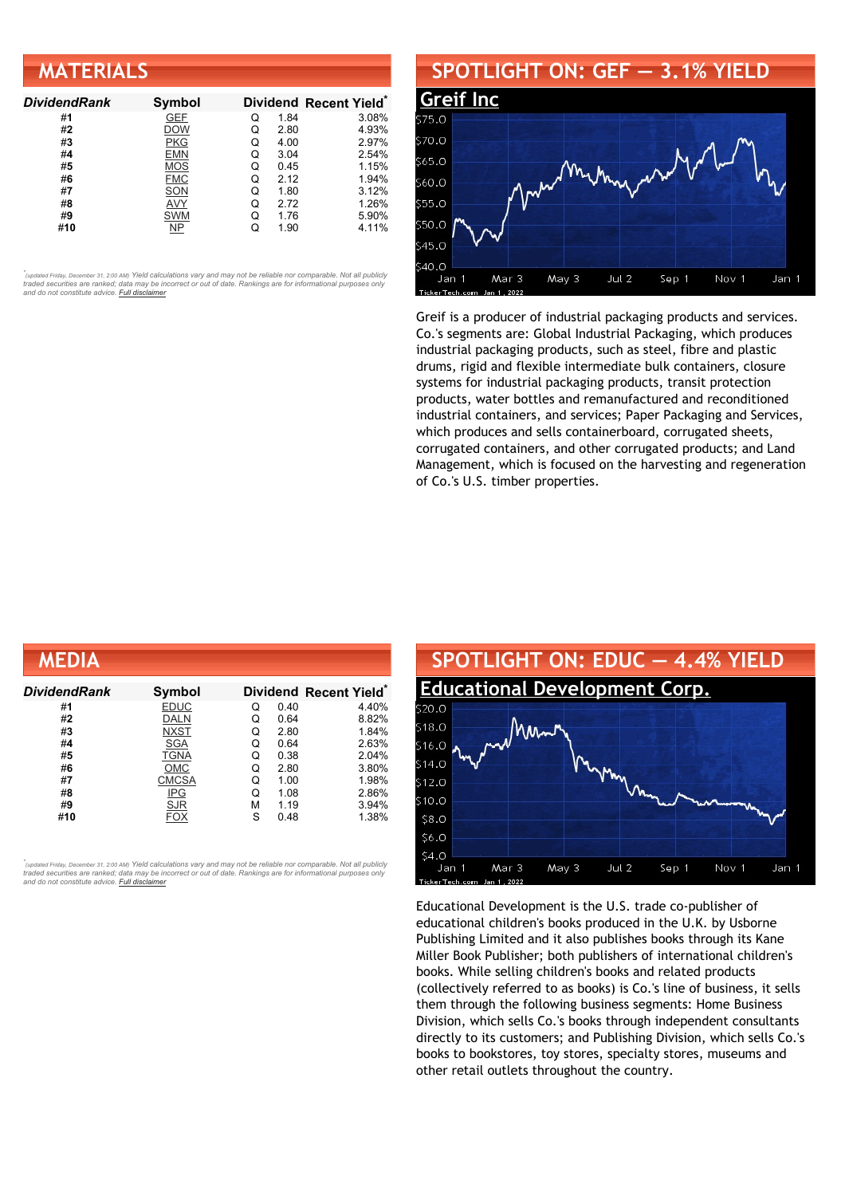## MATERIALS

| DividendRank | Symbol | Dividend | | Recent Yield* |
|---|---|---|---|---|
| #1 | GEF | Q | 1.84 | 3.08% |
| #2 | DOW | Q | 2.80 | 4.93% |
| #3 | PKG | Q | 4.00 | 2.97% |
| #4 | EMN | Q | 3.04 | 2.54% |
| #5 | MOS | Q | 0.45 | 1.15% |
| #6 | FMC | Q | 2.12 | 1.94% |
| #7 | SON | Q | 1.80 | 3.12% |
| #8 | AVY | Q | 2.72 | 1.26% |
| #9 | SWM | Q | 1.76 | 5.90% |
| #10 | NP | Q | 1.90 | 4.11% |

*(updated Friday, December 31, 2:00 AM) Yield calculations vary and may not be reliable nor comparable. Not all publicly traded securities are ranked; data may be incorrect or out of date. Rankings are for informational purposes only and do not constitute advice. Full disclaimer

## SPOTLIGHT ON: GEF — 3.1% YIELD

### Greif Inc

Greif is a producer of industrial packaging products and services. Co.'s segments are: Global Industrial Packaging, which produces industrial packaging products, such as steel, fibre and plastic drums, rigid and flexible intermediate bulk containers, closure systems for industrial packaging products, transit protection products, water bottles and remanufactured and reconditioned industrial containers, and services; Paper Packaging and Services, which produces and sells containerboard, corrugated sheets, corrugated containers, and other corrugated products; and Land Management, which is focused on the harvesting and regeneration of Co.'s U.S. timber properties.

## MEDIA

| DividendRank | Symbol | Dividend | | Recent Yield* |
|---|---|---|---|---|
| #1 | EDUC | Q | 0.40 | 4.40% |
| #2 | DALN | Q | 0.64 | 8.82% |
| #3 | NXST | Q | 2.80 | 1.84% |
| #4 | SGA | Q | 0.64 | 2.63% |
| #5 | TGNA | Q | 0.38 | 2.04% |
| #6 | OMC | Q | 2.80 | 3.80% |
| #7 | CMCSA | Q | 1.00 | 1.98% |
| #8 | IPG | Q | 1.08 | 2.86% |
| #9 | SJR | M | 1.19 | 3.94% |
| #10 | FOX | S | 0.48 | 1.38% |

*(updated Friday, December 31, 2:00 AM) Yield calculations vary and may not be reliable nor comparable. Not all publicly traded securities are ranked; data may be incorrect or out of date. Rankings are for informational purposes only and do not constitute advice. Full disclaimer

## SPOTLIGHT ON: EDUC — 4.4% YIELD

### Educational Development Corp.

Educational Development is the U.S. trade co-publisher of educational children's books produced in the U.K. by Usborne Publishing Limited and it also publishes books through its Kane Miller Book Publisher; both publishers of international children's books. While selling children's books and related products (collectively referred to as books) is Co.'s line of business, it sells them through the following business segments: Home Business Division, which sells Co.'s books through independent consultants directly to its customers; and Publishing Division, which sells Co.'s books to bookstores, toy stores, specialty stores, museums and other retail outlets throughout the country.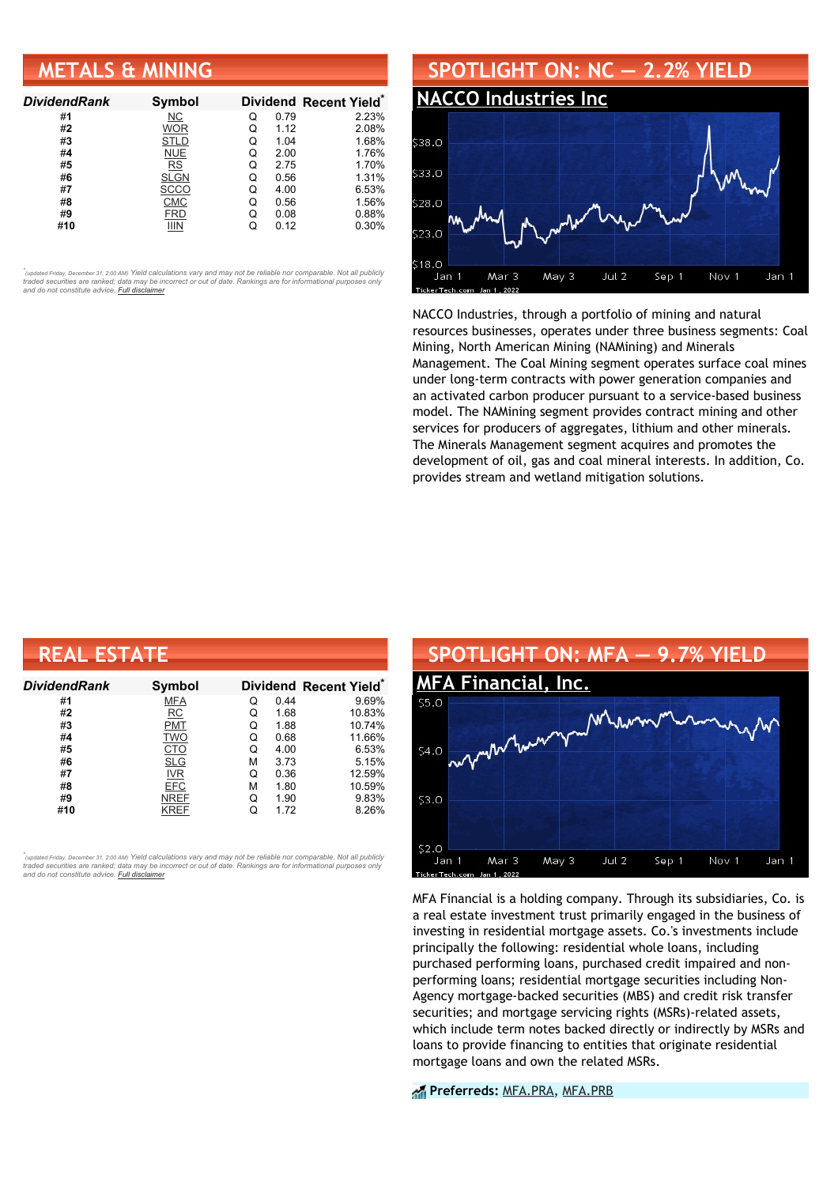## METALS & MINING

| DividendRank | Symbol | Dividend | | Recent Yield* |
|---|---|---|---|---|
| #1 | NC | Q | 0.79 | 2.23% |
| #2 | WOR | Q | 1.12 | 2.08% |
| #3 | STLD | Q | 1.04 | 1.68% |
| #4 | NUE | Q | 2.00 | 1.76% |
| #5 | RS | Q | 2.75 | 1.70% |
| #6 | SLGN | Q | 0.56 | 1.31% |
| #7 | SCCO | Q | 4.00 | 6.53% |
| #8 | CMC | Q | 0.56 | 1.56% |
| #9 | FRD | Q | 0.08 | 0.88% |
| #10 | IIIN | Q | 0.12 | 0.30% |

*(updated Friday, December 31, 2:00 AM) Yield calculations vary and may not be reliable nor comparable. Not all publicly traded securities are ranked; data may be incorrect or out of date. Rankings are for informational purposes only and do not constitute advice. Full disclaimer

## SPOTLIGHT ON: NC — 2.2% YIELD

### NACCO Industries Inc

NACCO Industries, through a portfolio of mining and natural resources businesses, operates under three business segments: Coal Mining, North American Mining (NAMining) and Minerals Management. The Coal Mining segment operates surface coal mines under long-term contracts with power generation companies and an activated carbon producer pursuant to a service-based business model. The NAMining segment provides contract mining and other services for producers of aggregates, lithium and other minerals. The Minerals Management segment acquires and promotes the development of oil, gas and coal mineral interests. In addition, Co. provides stream and wetland mitigation solutions.

## REAL ESTATE

| DividendRank | Symbol | Dividend | | Recent Yield* |
|---|---|---|---|---|
| #1 | MFA | Q | 0.44 | 9.69% |
| #2 | RC | Q | 1.68 | 10.83% |
| #3 | PMT | Q | 1.88 | 10.74% |
| #4 | TWO | Q | 0.68 | 11.66% |
| #5 | CTO | Q | 4.00 | 6.53% |
| #6 | SLG | M | 3.73 | 5.15% |
| #7 | IVR | Q | 0.36 | 12.59% |
| #8 | EFC | M | 1.80 | 10.59% |
| #9 | NREF | Q | 1.90 | 9.83% |
| #10 | KREF | Q | 1.72 | 8.26% |

*(updated Friday, December 31, 2:00 AM) Yield calculations vary and may not be reliable nor comparable. Not all publicly traded securities are ranked; data may be incorrect or out of date. Rankings are for informational purposes only and do not constitute advice. Full disclaimer

## SPOTLIGHT ON: MFA — 9.7% YIELD

### MFA Financial, Inc.

MFA Financial is a holding company. Through its subsidiaries, Co. is a real estate investment trust primarily engaged in the business of investing in residential mortgage assets. Co.'s investments include principally the following: residential whole loans, including purchased performing loans, purchased credit impaired and non-performing loans; residential mortgage securities including Non-Agency mortgage-backed securities (MBS) and credit risk transfer securities; and mortgage servicing rights (MSRs)-related assets, which include term notes backed directly or indirectly by MSRs and loans to provide financing to entities that originate residential mortgage loans and own the related MSRs.

**Preferreds:** MFA.PRA, MFA.PRB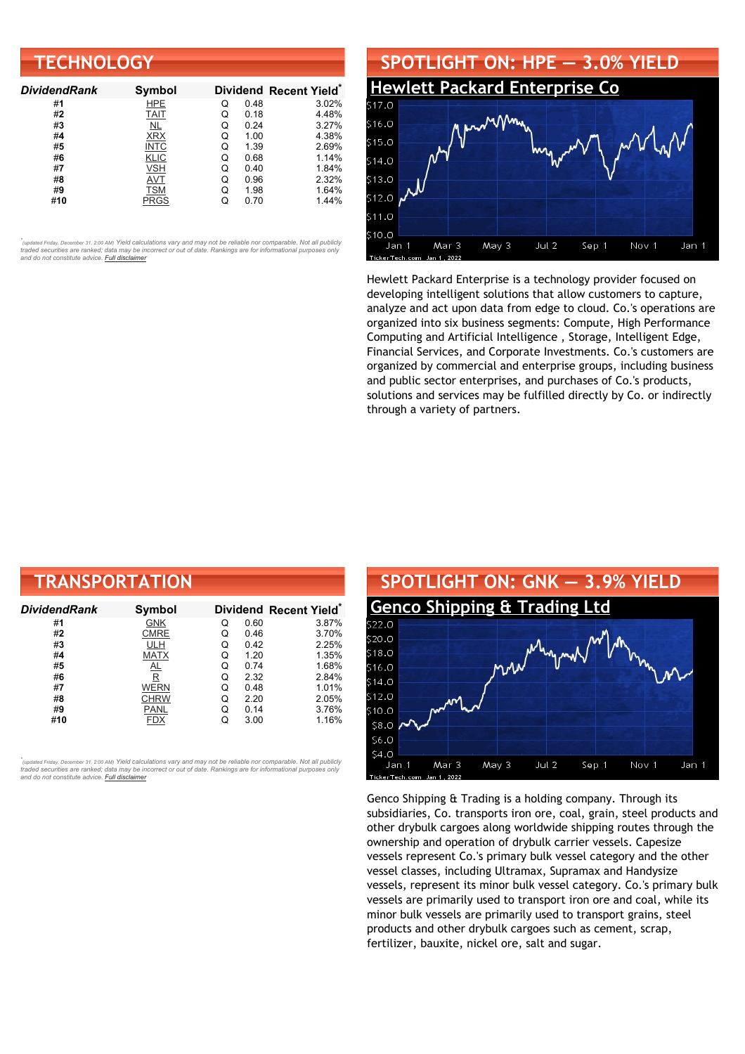## TECHNOLOGY

| DividendRank | Symbol | Dividend | | Recent Yield* |
|---|---|---|---|---|
| #1 | HPE | Q | 0.48 | 3.02% |
| #2 | TAIT | Q | 0.18 | 4.48% |
| #3 | NL | Q | 0.24 | 3.27% |
| #4 | XRX | Q | 1.00 | 4.38% |
| #5 | INTC | Q | 1.39 | 2.69% |
| #6 | KLIC | Q | 0.68 | 1.14% |
| #7 | VSH | Q | 0.40 | 1.84% |
| #8 | AVT | Q | 0.96 | 2.32% |
| #9 | TSM | Q | 1.98 | 1.64% |
| #10 | PRGS | Q | 0.70 | 1.44% |

*(updated Friday, December 31, 2:00 AM) Yield calculations vary and may not be reliable nor comparable. Not all publicly traded securities are ranked; data may be incorrect or out of date. Rankings are for informational purposes only and do not constitute advice. Full disclaimer

## SPOTLIGHT ON: HPE — 3.0% YIELD

### Hewlett Packard Enterprise Co

Hewlett Packard Enterprise is a technology provider focused on developing intelligent solutions that allow customers to capture, analyze and act upon data from edge to cloud. Co.'s operations are organized into six business segments: Compute, High Performance Computing and Artificial Intelligence , Storage, Intelligent Edge, Financial Services, and Corporate Investments. Co.'s customers are organized by commercial and enterprise groups, including business and public sector enterprises, and purchases of Co.'s products, solutions and services may be fulfilled directly by Co. or indirectly through a variety of partners.

## TRANSPORTATION

| DividendRank | Symbol | Dividend | | Recent Yield* |
|---|---|---|---|---|
| #1 | GNK | Q | 0.60 | 3.87% |
| #2 | CMRE | Q | 0.46 | 3.70% |
| #3 | ULH | Q | 0.42 | 2.25% |
| #4 | MATX | Q | 1.20 | 1.35% |
| #5 | AL | Q | 0.74 | 1.68% |
| #6 | R | Q | 2.32 | 2.84% |
| #7 | WERN | Q | 0.48 | 1.01% |
| #8 | CHRW | Q | 2.20 | 2.05% |
| #9 | PANL | Q | 0.14 | 3.76% |
| #10 | FDX | Q | 3.00 | 1.16% |

*(updated Friday, December 31, 2:00 AM) Yield calculations vary and may not be reliable nor comparable. Not all publicly traded securities are ranked; data may be incorrect or out of date. Rankings are for informational purposes only and do not constitute advice. Full disclaimer

## SPOTLIGHT ON: GNK — 3.9% YIELD

### Genco Shipping & Trading Ltd

Genco Shipping & Trading is a holding company. Through its subsidiaries, Co. transports iron ore, coal, grain, steel products and other drybulk cargoes along worldwide shipping routes through the ownership and operation of drybulk carrier vessels. Capesize vessels represent Co.'s primary bulk vessel category and the other vessel classes, including Ultramax, Supramax and Handysize vessels, represent its minor bulk vessel category. Co.'s primary bulk vessels are primarily used to transport iron ore and coal, while its minor bulk vessels are primarily used to transport grains, steel products and other drybulk cargoes such as cement, scrap, fertilizer, bauxite, nickel ore, salt and sugar.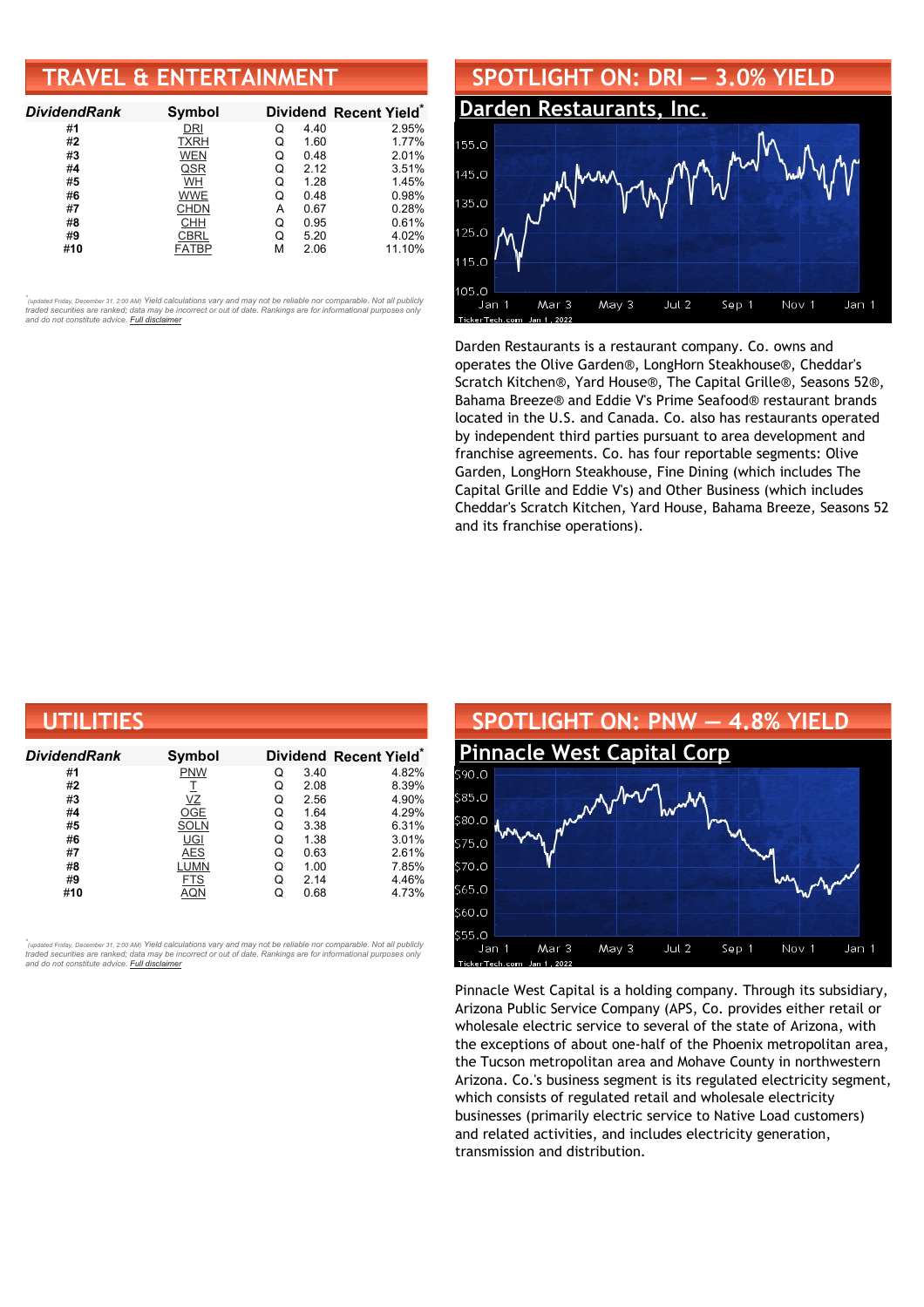## TRAVEL & ENTERTAINMENT

| DividendRank | Symbol | Dividend | | Recent Yield* |
|---|---|---|---|---|
| #1 | DRI | Q | 4.40 | 2.95% |
| #2 | TXRH | Q | 1.60 | 1.77% |
| #3 | WEN | Q | 0.48 | 2.01% |
| #4 | QSR | Q | 2.12 | 3.51% |
| #5 | WH | Q | 1.28 | 1.45% |
| #6 | WWE | Q | 0.48 | 0.98% |
| #7 | CHDN | A | 0.67 | 0.28% |
| #8 | CHH | Q | 0.95 | 0.61% |
| #9 | CBRL | Q | 5.20 | 4.02% |
| #10 | FATBP | M | 2.06 | 11.10% |

*(updated Friday, December 31, 2:00 AM) Yield calculations vary and may not be reliable nor comparable. Not all publicly traded securities are ranked; data may be incorrect or out of date. Rankings are for informational purposes only and do not constitute advice. Full disclaimer

## SPOTLIGHT ON: DRI — 3.0% YIELD

### Darden Restaurants, Inc.

Darden Restaurants is a restaurant company. Co. owns and operates the Olive Garden®, LongHorn Steakhouse®, Cheddar's Scratch Kitchen®, Yard House®, The Capital Grille®, Seasons 52®, Bahama Breeze® and Eddie V's Prime Seafood® restaurant brands located in the U.S. and Canada. Co. also has restaurants operated by independent third parties pursuant to area development and franchise agreements. Co. has four reportable segments: Olive Garden, LongHorn Steakhouse, Fine Dining (which includes The Capital Grille and Eddie V's) and Other Business (which includes Cheddar's Scratch Kitchen, Yard House, Bahama Breeze, Seasons 52 and its franchise operations).

## UTILITIES

| DividendRank | Symbol | Dividend | | Recent Yield* |
|---|---|---|---|---|
| #1 | PNW | Q | 3.40 | 4.82% |
| #2 | T | Q | 2.08 | 8.39% |
| #3 | VZ | Q | 2.56 | 4.90% |
| #4 | OGE | Q | 1.64 | 4.29% |
| #5 | SOLN | Q | 3.38 | 6.31% |
| #6 | UGI | Q | 1.38 | 3.01% |
| #7 | AES | Q | 0.63 | 2.61% |
| #8 | LUMN | Q | 1.00 | 7.85% |
| #9 | FTS | Q | 2.14 | 4.46% |
| #10 | AQN | Q | 0.68 | 4.73% |

*(updated Friday, December 31, 2:00 AM) Yield calculations vary and may not be reliable nor comparable. Not all publicly traded securities are ranked; data may be incorrect or out of date. Rankings are for informational purposes only and do not constitute advice. Full disclaimer

## SPOTLIGHT ON: PNW — 4.8% YIELD

### Pinnacle West Capital Corp

Pinnacle West Capital is a holding company. Through its subsidiary, Arizona Public Service Company (APS, Co. provides either retail or wholesale electric service to several of the state of Arizona, with the exceptions of about one-half of the Phoenix metropolitan area, the Tucson metropolitan area and Mohave County in northwestern Arizona. Co.'s business segment is its regulated electricity segment, which consists of regulated retail and wholesale electricity businesses (primarily electric service to Native Load customers) and related activities, and includes electricity generation, transmission and distribution.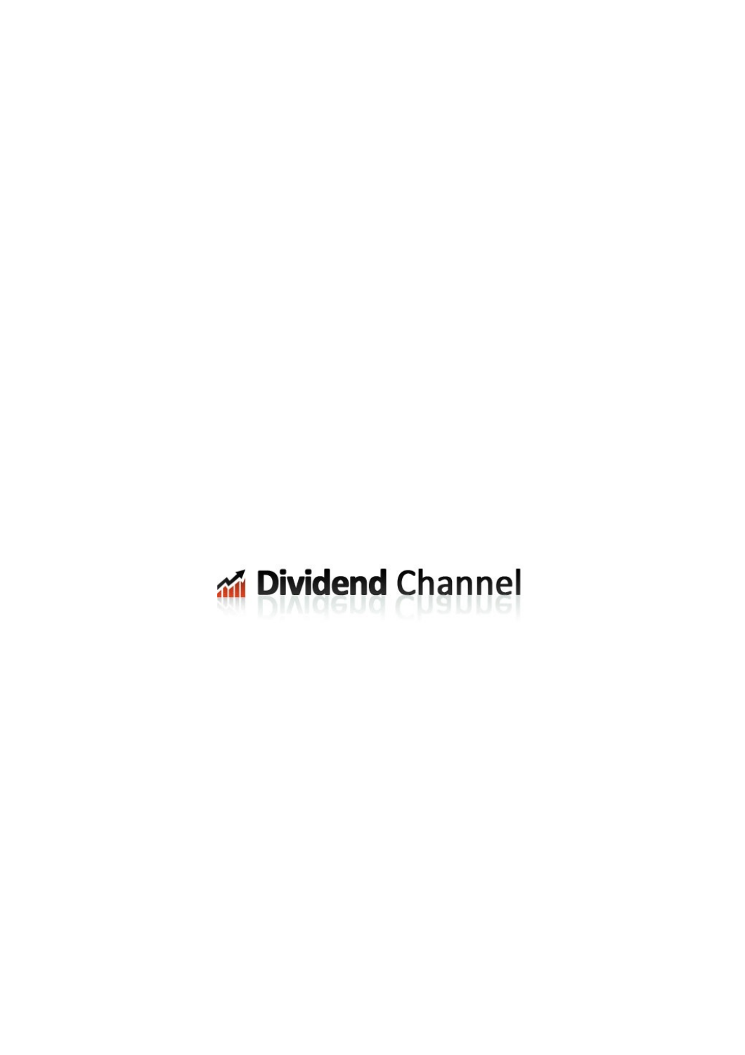Dividend Channel